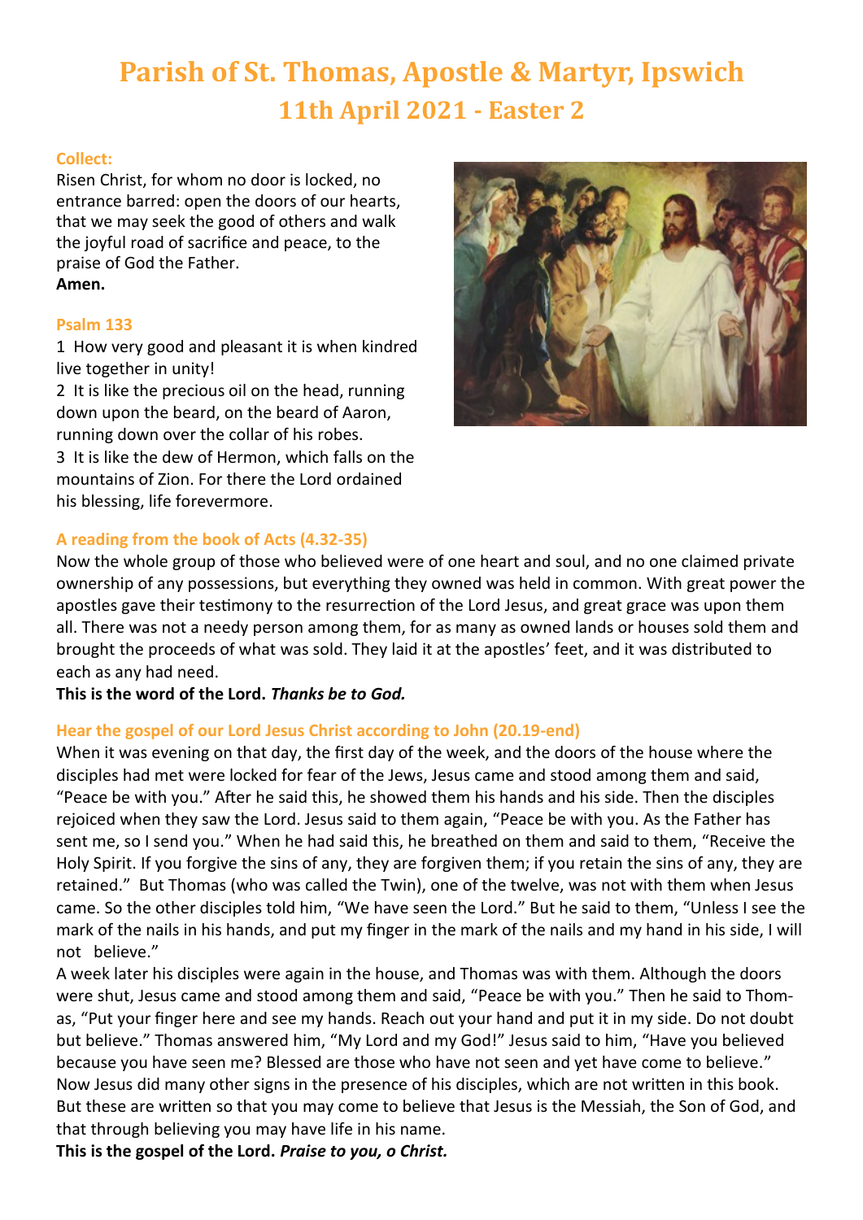# Parish of St. Thomas, Apostle & Martyr, Ipswich

## 11th April 2021 - Easter 2

### Collect:

Risen Christ, for whom no door is locked, no entrance barred: open the doors of our hearts, that we may seek the good of others and walk the joyful road of sacrifice and peace, to the praise of God the Father.
**Amen.**

### Psalm 133

1 How very good and pleasant it is when kindred live together in unity!
2 It is like the precious oil on the head, running down upon the beard, on the beard of Aaron, running down over the collar of his robes.
3 It is like the dew of Hermon, which falls on the mountains of Zion. For there the Lord ordained his blessing, life forevermore.

### A reading from the book of Acts (4.32-35)

Now the whole group of those who believed were of one heart and soul, and no one claimed private ownership of any possessions, but everything they owned was held in common. With great power the apostles gave their testimony to the resurrection of the Lord Jesus, and great grace was upon them all. There was not a needy person among them, for as many as owned lands or houses sold them and brought the proceeds of what was sold. They laid it at the apostles' feet, and it was distributed to each as any had need.
**This is the word of the Lord.** ***Thanks be to God.***

### Hear the gospel of our Lord Jesus Christ according to John (20.19-end)

When it was evening on that day, the first day of the week, and the doors of the house where the disciples had met were locked for fear of the Jews, Jesus came and stood among them and said, "Peace be with you." After he said this, he showed them his hands and his side. Then the disciples rejoiced when they saw the Lord. Jesus said to them again, "Peace be with you. As the Father has sent me, so I send you." When he had said this, he breathed on them and said to them, "Receive the Holy Spirit. If you forgive the sins of any, they are forgiven them; if you retain the sins of any, they are retained." But Thomas (who was called the Twin), one of the twelve, was not with them when Jesus came. So the other disciples told him, "We have seen the Lord." But he said to them, "Unless I see the mark of the nails in his hands, and put my finger in the mark of the nails and my hand in his side, I will not believe."
A week later his disciples were again in the house, and Thomas was with them. Although the doors were shut, Jesus came and stood among them and said, "Peace be with you." Then he said to Thomas, "Put your finger here and see my hands. Reach out your hand and put it in my side. Do not doubt but believe." Thomas answered him, "My Lord and my God!" Jesus said to him, "Have you believed because you have seen me? Blessed are those who have not seen and yet have come to believe."
Now Jesus did many other signs in the presence of his disciples, which are not written in this book. But these are written so that you may come to believe that Jesus is the Messiah, the Son of God, and that through believing you may have life in his name.
**This is the gospel of the Lord.** ***Praise to you, o Christ.***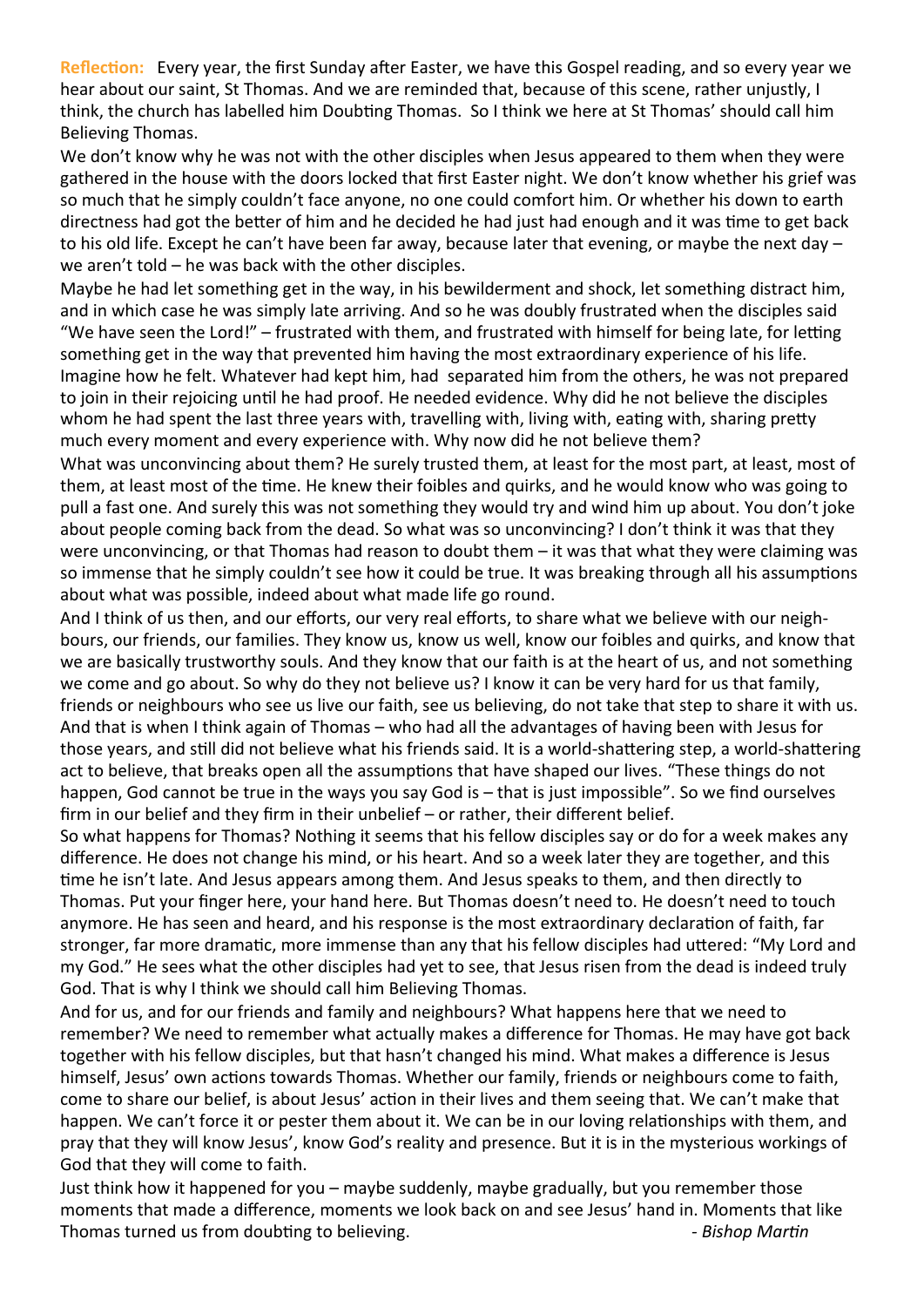**Reflection:** Every year, the first Sunday after Easter, we have this Gospel reading, and so every year we hear about our saint, St Thomas. And we are reminded that, because of this scene, rather unjustly, I think, the church has labelled him Doubting Thomas. So I think we here at St Thomas' should call him Believing Thomas.

We don't know why he was not with the other disciples when Jesus appeared to them when they were gathered in the house with the doors locked that first Easter night. We don't know whether his grief was so much that he simply couldn't face anyone, no one could comfort him. Or whether his down to earth directness had got the better of him and he decided he had just had enough and it was time to get back to his old life. Except he can't have been far away, because later that evening, or maybe the next day – we aren't told – he was back with the other disciples.

Maybe he had let something get in the way, in his bewilderment and shock, let something distract him, and in which case he was simply late arriving. And so he was doubly frustrated when the disciples said "We have seen the Lord!" – frustrated with them, and frustrated with himself for being late, for letting something get in the way that prevented him having the most extraordinary experience of his life. Imagine how he felt. Whatever had kept him, had separated him from the others, he was not prepared to join in their rejoicing until he had proof. He needed evidence. Why did he not believe the disciples whom he had spent the last three years with, travelling with, living with, eating with, sharing pretty much every moment and every experience with. Why now did he not believe them?

What was unconvincing about them? He surely trusted them, at least for the most part, at least, most of them, at least most of the time. He knew their foibles and quirks, and he would know who was going to pull a fast one. And surely this was not something they would try and wind him up about. You don't joke about people coming back from the dead. So what was so unconvincing? I don't think it was that they were unconvincing, or that Thomas had reason to doubt them – it was that what they were claiming was so immense that he simply couldn't see how it could be true. It was breaking through all his assumptions about what was possible, indeed about what made life go round.

And I think of us then, and our efforts, our very real efforts, to share what we believe with our neighbours, our friends, our families. They know us, know us well, know our foibles and quirks, and know that we are basically trustworthy souls. And they know that our faith is at the heart of us, and not something we come and go about. So why do they not believe us? I know it can be very hard for us that family, friends or neighbours who see us live our faith, see us believing, do not take that step to share it with us. And that is when I think again of Thomas – who had all the advantages of having been with Jesus for those years, and still did not believe what his friends said. It is a world-shattering step, a world-shattering act to believe, that breaks open all the assumptions that have shaped our lives. "These things do not happen, God cannot be true in the ways you say God is – that is just impossible". So we find ourselves firm in our belief and they firm in their unbelief – or rather, their different belief.

So what happens for Thomas? Nothing it seems that his fellow disciples say or do for a week makes any difference. He does not change his mind, or his heart. And so a week later they are together, and this time he isn't late. And Jesus appears among them. And Jesus speaks to them, and then directly to Thomas. Put your finger here, your hand here. But Thomas doesn't need to. He doesn't need to touch anymore. He has seen and heard, and his response is the most extraordinary declaration of faith, far stronger, far more dramatic, more immense than any that his fellow disciples had uttered: "My Lord and my God." He sees what the other disciples had yet to see, that Jesus risen from the dead is indeed truly God. That is why I think we should call him Believing Thomas.

And for us, and for our friends and family and neighbours? What happens here that we need to remember? We need to remember what actually makes a difference for Thomas. He may have got back together with his fellow disciples, but that hasn't changed his mind. What makes a difference is Jesus himself, Jesus' own actions towards Thomas. Whether our family, friends or neighbours come to faith, come to share our belief, is about Jesus' action in their lives and them seeing that. We can't make that happen. We can't force it or pester them about it. We can be in our loving relationships with them, and pray that they will know Jesus', know God's reality and presence. But it is in the mysterious workings of God that they will come to faith.

Just think how it happened for you – maybe suddenly, maybe gradually, but you remember those moments that made a difference, moments we look back on and see Jesus' hand in. Moments that like Thomas turned us from doubting to believing.

*- Bishop Martin*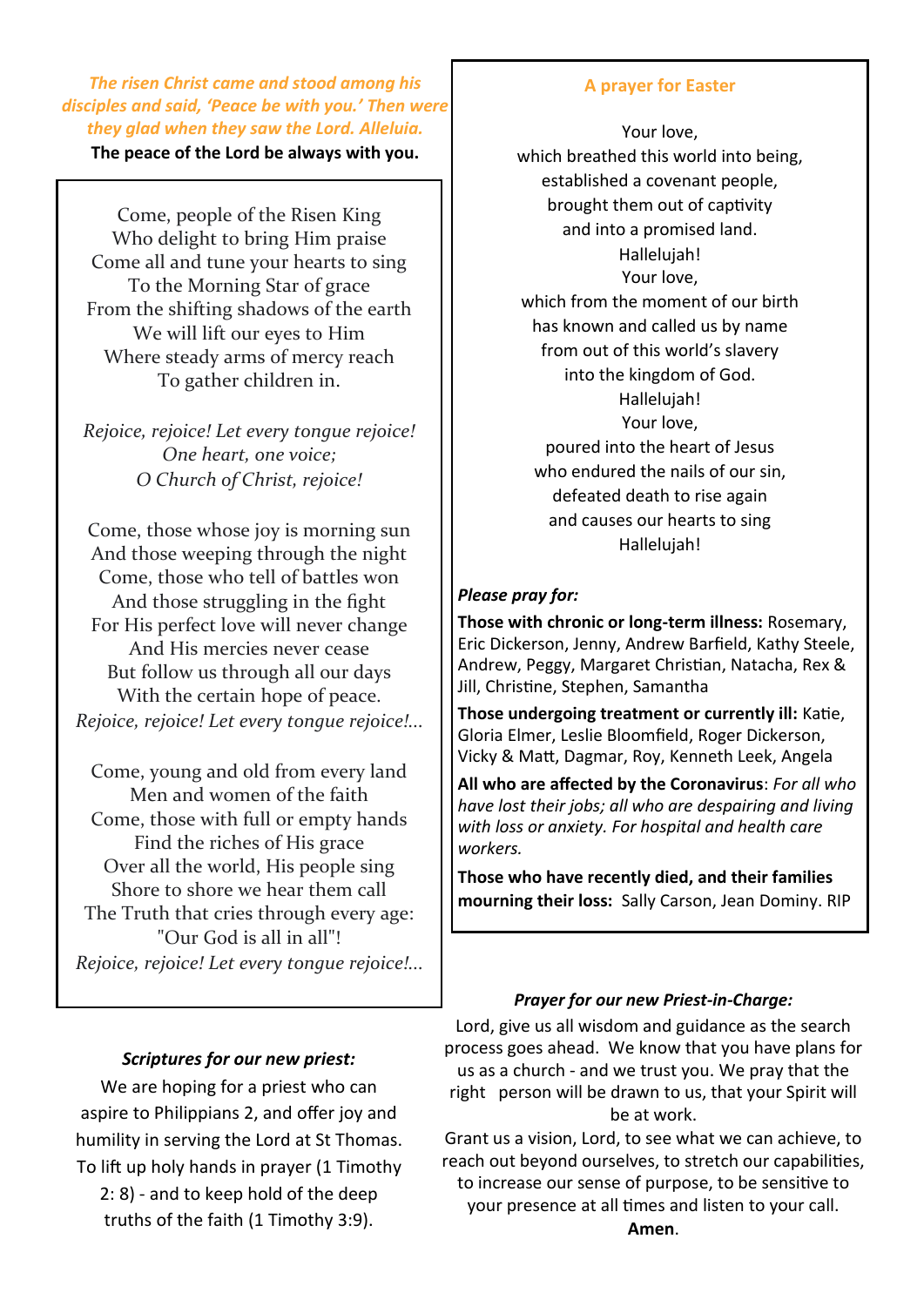*The risen Christ came and stood among his disciples and said, 'Peace be with you.' Then were they glad when they saw the Lord. Alleluia.*

**The peace of the Lord be always with you.**

Come, people of the Risen King
Who delight to bring Him praise
Come all and tune your hearts to sing
To the Morning Star of grace
From the shifting shadows of the earth
We will lift our eyes to Him
Where steady arms of mercy reach
To gather children in.

*Rejoice, rejoice! Let every tongue rejoice!*
*One heart, one voice;*
*O Church of Christ, rejoice!*

Come, those whose joy is morning sun
And those weeping through the night
Come, those who tell of battles won
And those struggling in the fight
For His perfect love will never change
And His mercies never cease
But follow us through all our days
With the certain hope of peace.
*Rejoice, rejoice! Let every tongue rejoice!...*

Come, young and old from every land
Men and women of the faith
Come, those with full or empty hands
Find the riches of His grace
Over all the world, His people sing
Shore to shore we hear them call
The Truth that cries through every age:
"Our God is all in all"!
*Rejoice, rejoice! Let every tongue rejoice!...*

### *Scriptures for our new priest:*

We are hoping for a priest who can aspire to Philippians 2, and offer joy and humility in serving the Lord at St Thomas. To lift up holy hands in prayer (1 Timothy 2: 8) - and to keep hold of the deep truths of the faith (1 Timothy 3:9).

## A prayer for Easter

Your love,
which breathed this world into being,
established a covenant people,
brought them out of captivity
and into a promised land.
Hallelujah!
Your love,
which from the moment of our birth
has known and called us by name
from out of this world's slavery
into the kingdom of God.
Hallelujah!
Your love,
poured into the heart of Jesus
who endured the nails of our sin,
defeated death to rise again
and causes our hearts to sing
Hallelujah!

***Please pray for:***

**Those with chronic or long-term illness:** Rosemary, Eric Dickerson, Jenny, Andrew Barfield, Kathy Steele, Andrew, Peggy, Margaret Christian, Natacha, Rex & Jill, Christine, Stephen, Samantha

**Those undergoing treatment or currently ill:** Katie, Gloria Elmer, Leslie Bloomfield, Roger Dickerson, Vicky & Matt, Dagmar, Roy, Kenneth Leek, Angela

**All who are affected by the Coronavirus**: *For all who have lost their jobs; all who are despairing and living with loss or anxiety. For hospital and health care workers.*

**Those who have recently died, and their families mourning their loss:** Sally Carson, Jean Dominy. RIP

### *Prayer for our new Priest-in-Charge:*

Lord, give us all wisdom and guidance as the search process goes ahead. We know that you have plans for us as a church - and we trust you. We pray that the right person will be drawn to us, that your Spirit will be at work.
Grant us a vision, Lord, to see what we can achieve, to reach out beyond ourselves, to stretch our capabilities, to increase our sense of purpose, to be sensitive to your presence at all times and listen to your call.
**Amen**.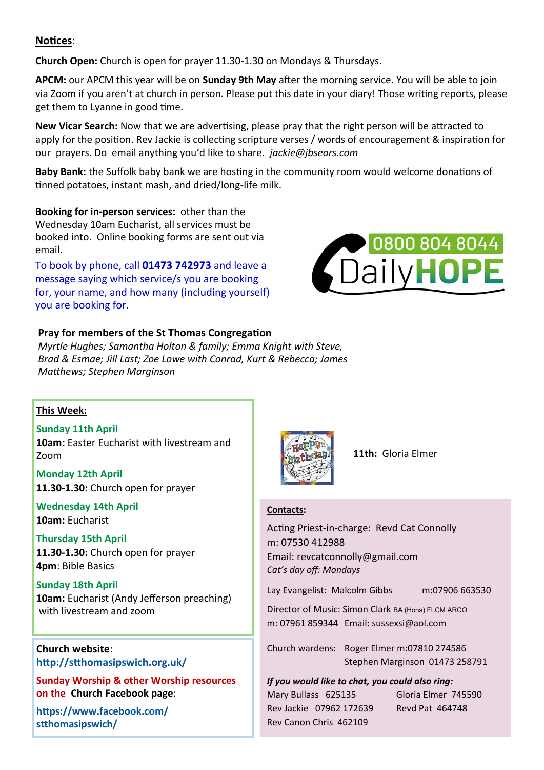## Notices:

**Church Open:** Church is open for prayer 11.30-1.30 on Mondays & Thursdays.

**APCM:** our APCM this year will be on **Sunday 9th May** after the morning service. You will be able to join via Zoom if you aren't at church in person. Please put this date in your diary! Those writing reports, please get them to Lyanne in good time.

**New Vicar Search:** Now that we are advertising, please pray that the right person will be attracted to apply for the position. Rev Jackie is collecting scripture verses / words of encouragement & inspiration for our prayers. Do email anything you'd like to share. *jackie@jbsears.com*

**Baby Bank:** the Suffolk baby bank we are hosting in the community room would welcome donations of tinned potatoes, instant mash, and dried/long-life milk.

**Booking for in-person services:** other than the Wednesday 10am Eucharist, all services must be booked into. Online booking forms are sent out via email.

To book by phone, call **01473 742973** and leave a message saying which service/s you are booking for, your name, and how many (including yourself) you are booking for.

0800 804 8044
DailyHOPE

**Pray for members of the St Thomas Congregation**

*Myrtle Hughes; Samantha Holton & family; Emma Knight with Steve, Brad & Esmae; Jill Last; Zoe Lowe with Conrad, Kurt & Rebecca; James Matthews; Stephen Marginson*

**This Week:**

**Sunday 11th April**
**10am:** Easter Eucharist with livestream and Zoom

**Monday 12th April**
**11.30-1.30:** Church open for prayer

**Wednesday 14th April**
**10am:** Eucharist

**Thursday 15th April**
**11.30-1.30:** Church open for prayer
**4pm**: Bible Basics

**Sunday 18th April**
**10am:** Eucharist (Andy Jefferson preaching) with livestream and zoom

**Church website**:
**http://stthomasipswich.org.uk/**

**Sunday Worship & other Worship resources on the Church Facebook page**:

**https://www.facebook.com/stthomasipswich/**

Happy Birthday

**11th:** Gloria Elmer

**Contacts:**

Acting Priest-in-charge: Revd Cat Connolly
m: 07530 412988
Email: revcatconnolly@gmail.com
*Cat's day off: Mondays*

Lay Evangelist: Malcolm Gibbs m:07906 663530

Director of Music: Simon Clark BA (Hons) FLCM ARCO
m: 07961 859344 Email: sussexsi@aol.com

Church wardens: Roger Elmer m:07810 274586
Stephen Marginson 01473 258791

***If you would like to chat, you could also ring:***

Mary Bullass 625135
Gloria Elmer 745590
Rev Jackie 07962 172639
Revd Pat 464748
Rev Canon Chris 462109